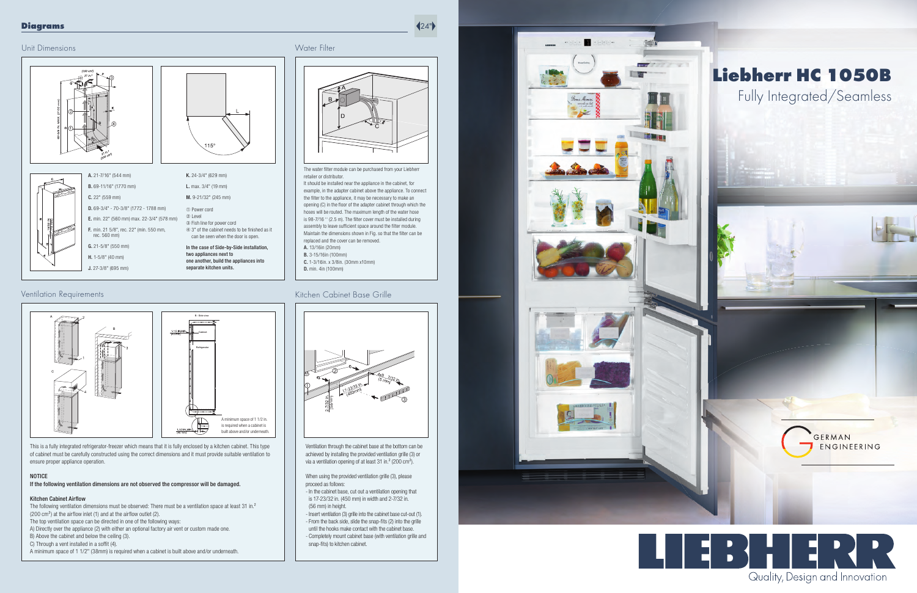## Diagrams

24"

### Unit Dimensions

A. 21-7/16" (544 mm)

B. 69-11/16" (1770 mm)

C. 22" (559 mm)

D. 69-3/4" - 70-3/8" (1772 - 1788 mm)

E. min. 22" (560 mm) max. 22-3/4" (578 mm)

F. min. 21 5/8", rec. 22" (min. 550 mm, rec. 560 mm)

G. 21-5/8" (550 mm)

H. 1-5/8" (40 mm)

J. 27-3/8" (695 mm)

K. 24-3/4" (629 mm)

L. max. 3/4" (19 mm)

M. 9-21/32" (245 mm)

① Power cord

② Level

③ Fish line for power cord

④ 3" of the cabinet needs to be finished as it can be seen when the door is open.

**In the case of Side-by-Side installation, two appliances next to one another, build the appliances into separate kitchen units.**

### Water Filter

The water filter module can be purchased from your Liebherr retailer or distributor.

It should be installed near the appliance in the cabinet, for example, in the adapter cabinet above the appliance. To connect the filter to the appliance, it may be necessary to make an opening (C) in the floor of the adapter cabinet through which the hoses will be routed. The maximum length of the water hose is 98-7/16 " (2.5 m). The filter cover must be installed during assembly to leave sufficient space around the filter module. Maintain the dimensions shown in Fig. so that the filter can be replaced and the cover can be removed.

A. 13/16in (20mm)

B. 3-15/16in (100mm)

C. 1-3/16in. x 3/8in. (30mm x10mm)

D. min. 4in (100mm)

### Ventilation Requirements

A minimum space of 1 1/2 in. is required when a cabinet is built above and/or underneath.

This is a fully integrated refrigerator-freezer which means that it is fully enclosed by a kitchen cabinet. This type of cabinet must be carefully constructed using the correct dimensions and it must provide suitable ventilation to ensure proper appliance operation.

**NOTICE**

**If the following ventilation dimensions are not observed the compressor will be damaged.**

**Kitchen Cabinet Airflow**

The following ventilation dimensions must be observed: There must be a ventilation space at least 31 in.$^2$ (200 cm$^2$) at the airflow inlet (1) and at the airflow outlet (2).

The top ventilation space can be directed in one of the following ways:

A) Directly over the appliance (2) with either an optional factory air vent or custom made one.

B) Above the cabinet and below the ceiling (3).

C) Through a vent installed in a soffit (4).

A minimum space of 1 1/2" (38mm) is required when a cabinet is built above and/or underneath.

### Kitchen Cabinet Base Grille

Ventilation through the cabinet base at the bottom can be achieved by installing the provided ventilation grille (3) or via a ventilation opening of at least 31 in.$^2$ (200 cm$^2$).

When using the provided ventilation grille (3), please proceed as follows:

- In the cabinet base, cut out a ventilation opening that is 17-23/32 in. (450 mm) in width and 2-7/32 in. (56 mm) in height.
- Insert ventilation (3) grille into the cabinet base cut-out (1).
- From the back side, slide the snap-fits (2) into the grille until the hooks make contact with the cabinet base.
- Completely mount cabinet base (with ventilation grille and snap-fits) to kitchen cabinet.

# Liebherr HC 1050B

## Fully Integrated/Seamless

GERMAN ENGINEERING

LIEBHERR

Quality, Design and Innovation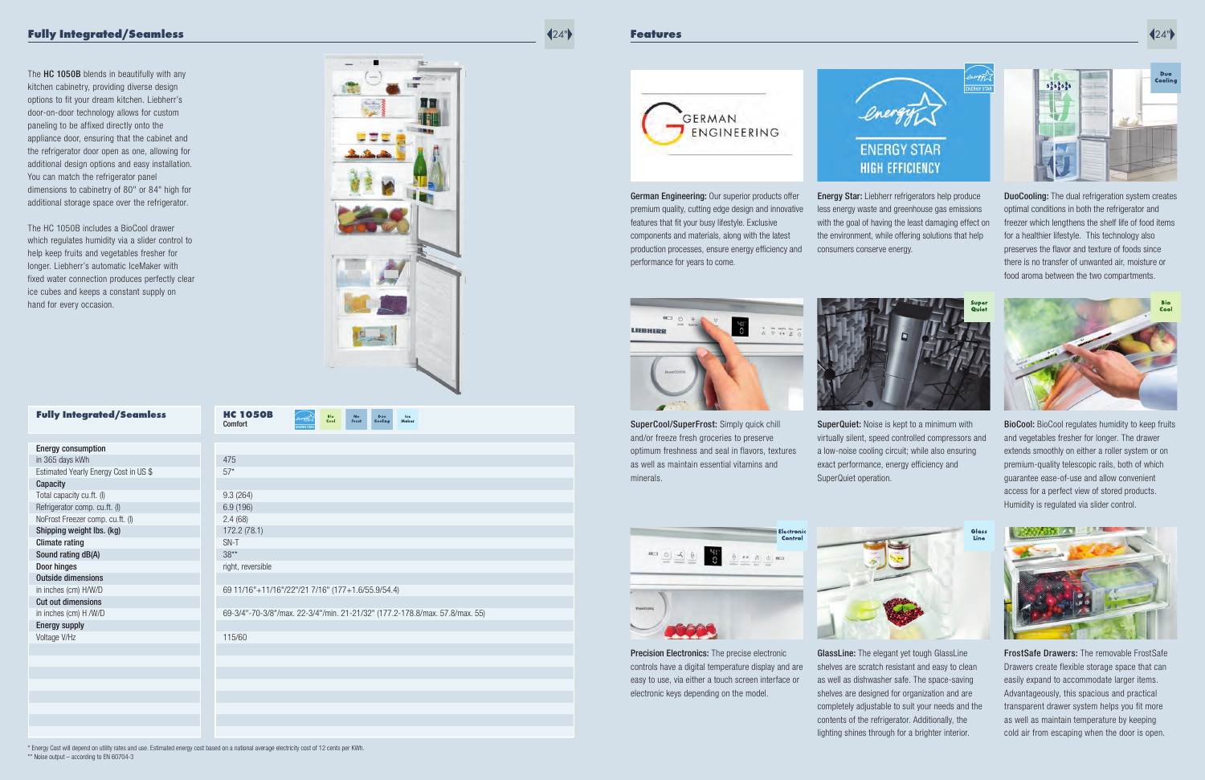## Fully Integrated/Seamless

The **HC 1050B** blends in beautifully with any kitchen cabinetry, providing diverse design options to fit your dream kitchen. Liebherr's door-on-door technology allows for custom paneling to be affixed directly onto the appliance door, ensuring that the cabinet and the refrigerator door open as one, allowing for additional design options and easy installation. You can match the refrigerator panel dimensions to cabinetry of 80" or 84" high for additional storage space over the refrigerator.

The HC 1050B includes a BioCool drawer which regulates humidity via a slider control to help keep fruits and vegetables fresher for longer. Liebherr's automatic IceMaker with fixed water connection produces perfectly clear ice cubes and keeps a constant supply on hand for every occasion.

| Fully Integrated/Seamless | HC 1050B Comfort |
|---|---|
| **Energy consumption** | |
| in 365 days kWh | 475 |
| Estimated Yearly Energy Cost in US $ | 57* |
| **Capacity** | |
| Total capacity cu.ft. (l) | 9.3 (264) |
| Refrigerator comp. cu.ft. (l) | 6.9 (196) |
| NoFrost Freezer comp. cu.ft. (l) | 2.4 (68) |
| **Shipping weight lbs. (kg)** | 172.2 (78.1) |
| **Climate rating** | SN-T |
| **Sound rating dB(A)** | 38** |
| **Door hinges** | right, reversible |
| **Outside dimensions** | |
| in inches (cm) H/W/D | 69 11/16"+11/16"/22"/21 7/16" (177+1.6/55.9/54.4) |
| **Cut out dimensions** | |
| in inches (cm) H /W/D | 69-3/4"-70-3/8"/max. 22-3/4"/min. 21-21/32" (177.2-178.8/max. 57.8/max. 55) |
| **Energy supply** | |
| Voltage V/Hz | 115/60 |

\* Energy Cost will depend on utility rates and use. Estimated energy cost based on a national average electricity cost of 12 cents per KWh.
\*\* Noise output – according to EN 60704-3

## Features

**German Engineering:** Our superior products offer premium quality, cutting edge design and innovative features that fit your busy lifestyle. Exclusive components and materials, along with the latest production processes, ensure energy efficiency and performance for years to come.

**Energy Star:** Liebherr refrigerators help produce less energy waste and greenhouse gas emissions with the goal of having the least damaging effect on the environment, while offering solutions that help consumers conserve energy.

**DuoCooling:** The dual refrigeration system creates optimal conditions in both the refrigerator and freezer which lengthens the shelf life of food items for a healthier lifestyle. This technology also preserves the flavor and texture of foods since there is no transfer of unwanted air, moisture or food aroma between the two compartments.

**SuperCool/SuperFrost:** Simply quick chill and/or freeze fresh groceries to preserve optimum freshness and seal in flavors, textures as well as maintain essential vitamins and minerals.

**SuperQuiet:** Noise is kept to a minimum with virtually silent, speed controlled compressors and a low-noise cooling circuit; while also ensuring exact performance, energy efficiency and SuperQuiet operation.

**BioCool:** BioCool regulates humidity to keep fruits and vegetables fresher for longer. The drawer extends smoothly on either a roller system or on premium-quality telescopic rails, both of which guarantee ease-of-use and allow convenient access for a perfect view of stored products. Humidity is regulated via slider control.

**Precision Electronics:** The precise electronic controls have a digital temperature display and are easy to use, via either a touch screen interface or electronic keys depending on the model.

**GlassLine:** The elegant yet tough GlassLine shelves are scratch resistant and easy to clean as well as dishwasher safe. The space-saving shelves are designed for organization and are completely adjustable to suit your needs and the contents of the refrigerator. Additionally, the lighting shines through for a brighter interior.

**FrostSafe Drawers:** The removable FrostSafe Drawers create flexible storage space that can easily expand to accommodate larger items. Advantageously, this spacious and practical transparent drawer system helps you fit more as well as maintain temperature by keeping cold air from escaping when the door is open.